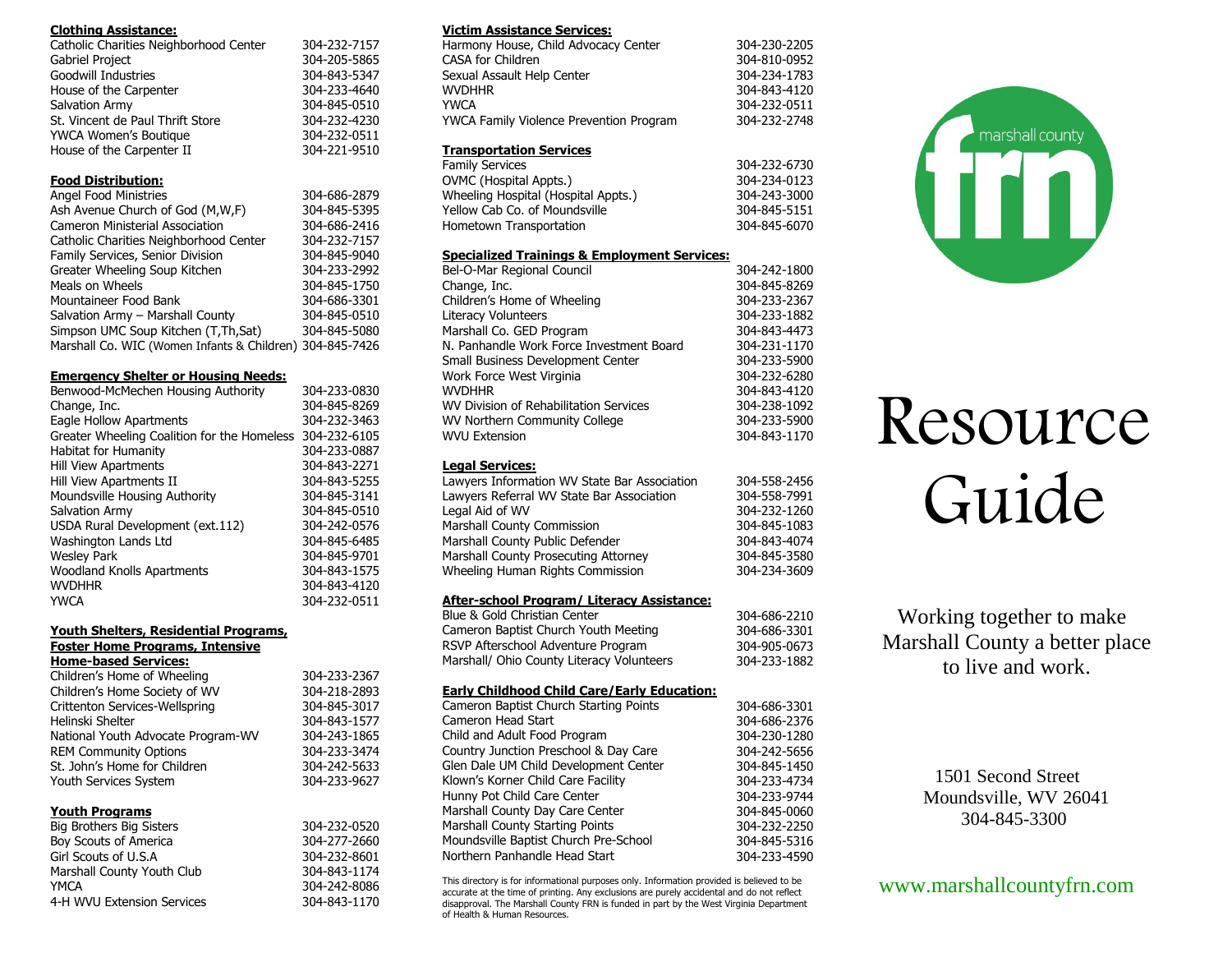## Clothing Assistance:

| | |
|---|---|
| Catholic Charities Neighborhood Center | 304-232-7157 |
| Gabriel Project | 304-205-5865 |
| Goodwill Industries | 304-843-5347 |
| House of the Carpenter | 304-233-4640 |
| Salvation Army | 304-845-0510 |
| St. Vincent de Paul Thrift Store | 304-232-4230 |
| YWCA Women's Boutique | 304-232-0511 |
| House of the Carpenter II | 304-221-9510 |

## Food Distribution:

| | |
|---|---|
| Angel Food Ministries | 304-686-2879 |
| Ash Avenue Church of God (M,W,F) | 304-845-5395 |
| Cameron Ministerial Association | 304-686-2416 |
| Catholic Charities Neighborhood Center | 304-232-7157 |
| Family Services, Senior Division | 304-845-9040 |
| Greater Wheeling Soup Kitchen | 304-233-2992 |
| Meals on Wheels | 304-845-1750 |
| Mountaineer Food Bank | 304-686-3301 |
| Salvation Army – Marshall County | 304-845-0510 |
| Simpson UMC Soup Kitchen (T,Th,Sat) | 304-845-5080 |
| Marshall Co. WIC (Women Infants & Children) | 304-845-7426 |

## Emergency Shelter or Housing Needs:

| | |
|---|---|
| Benwood-McMechen Housing Authority | 304-233-0830 |
| Change, Inc. | 304-845-8269 |
| Eagle Hollow Apartments | 304-232-3463 |
| Greater Wheeling Coalition for the Homeless | 304-232-6105 |
| Habitat for Humanity | 304-233-0887 |
| Hill View Apartments | 304-843-2271 |
| Hill View Apartments II | 304-843-5255 |
| Moundsville Housing Authority | 304-845-3141 |
| Salvation Army | 304-845-0510 |
| USDA Rural Development (ext.112) | 304-242-0576 |
| Washington Lands Ltd | 304-845-6485 |
| Wesley Park | 304-845-9701 |
| Woodland Knolls Apartments | 304-843-1575 |
| WVDHHR | 304-843-4120 |
| YWCA | 304-232-0511 |

## Youth Shelters, Residential Programs, Foster Home Programs, Intensive Home-based Services:

| | |
|---|---|
| Children's Home of Wheeling | 304-233-2367 |
| Children's Home Society of WV | 304-218-2893 |
| Crittenton Services-Wellspring | 304-845-3017 |
| Helinski Shelter | 304-843-1577 |
| National Youth Advocate Program-WV | 304-243-1865 |
| REM Community Options | 304-233-3474 |
| St. John's Home for Children | 304-242-5633 |
| Youth Services System | 304-233-9627 |

## Youth Programs

| | |
|---|---|
| Big Brothers Big Sisters | 304-232-0520 |
| Boy Scouts of America | 304-277-2660 |
| Girl Scouts of U.S.A | 304-232-8601 |
| Marshall County Youth Club | 304-843-1174 |
| YMCA | 304-242-8086 |
| 4-H WVU Extension Services | 304-843-1170 |

## Victim Assistance Services:

| | |
|---|---|
| Harmony House, Child Advocacy Center | 304-230-2205 |
| CASA for Children | 304-810-0952 |
| Sexual Assault Help Center | 304-234-1783 |
| WVDHHR | 304-843-4120 |
| YWCA | 304-232-0511 |
| YWCA Family Violence Prevention Program | 304-232-2748 |

## Transportation Services

| | |
|---|---|
| Family Services | 304-232-6730 |
| OVMC (Hospital Appts.) | 304-234-0123 |
| Wheeling Hospital (Hospital Appts.) | 304-243-3000 |
| Yellow Cab Co. of Moundsville | 304-845-5151 |
| Hometown Transportation | 304-845-6070 |

## Specialized Trainings & Employment Services:

| | |
|---|---|
| Bel-O-Mar Regional Council | 304-242-1800 |
| Change, Inc. | 304-845-8269 |
| Children's Home of Wheeling | 304-233-2367 |
| Literacy Volunteers | 304-233-1882 |
| Marshall Co. GED Program | 304-843-4473 |
| N. Panhandle Work Force Investment Board | 304-231-1170 |
| Small Business Development Center | 304-233-5900 |
| Work Force West Virginia | 304-232-6280 |
| WVDHHR | 304-843-4120 |
| WV Division of Rehabilitation Services | 304-238-1092 |
| WV Northern Community College | 304-233-5900 |
| WVU Extension | 304-843-1170 |

## Legal Services:

| | |
|---|---|
| Lawyers Information WV State Bar Association | 304-558-2456 |
| Lawyers Referral WV State Bar Association | 304-558-7991 |
| Legal Aid of WV | 304-232-1260 |
| Marshall County Commission | 304-845-1083 |
| Marshall County Public Defender | 304-843-4074 |
| Marshall County Prosecuting Attorney | 304-845-3580 |
| Wheeling Human Rights Commission | 304-234-3609 |

## After-school Program/ Literacy Assistance:

| | |
|---|---|
| Blue & Gold Christian Center | 304-686-2210 |
| Cameron Baptist Church Youth Meeting | 304-686-3301 |
| RSVP Afterschool Adventure Program | 304-905-0673 |
| Marshall/ Ohio County Literacy Volunteers | 304-233-1882 |

## Early Childhood Child Care/Early Education:

| | |
|---|---|
| Cameron Baptist Church Starting Points | 304-686-3301 |
| Cameron Head Start | 304-686-2376 |
| Child and Adult Food Program | 304-230-1280 |
| Country Junction Preschool & Day Care | 304-242-5656 |
| Glen Dale UM Child Development Center | 304-845-1450 |
| Klown's Korner Child Care Facility | 304-233-4734 |
| Hunny Pot Child Care Center | 304-233-9744 |
| Marshall County Day Care Center | 304-845-0060 |
| Marshall County Starting Points | 304-232-2250 |
| Moundsville Baptist Church Pre-School | 304-845-5316 |
| Northern Panhandle Head Start | 304-233-4590 |

This directory is for informational purposes only. Information provided is believed to be accurate at the time of printing. Any exclusions are purely accidental and do not reflect disapproval. The Marshall County FRN is funded in part by the West Virginia Department of Health & Human Resources.

marshall county frn

# Resource Guide

Working together to make Marshall County a better place to live and work.

1501 Second Street
Moundsville, WV 26041
304-845-3300

www.marshallcountyfrn.com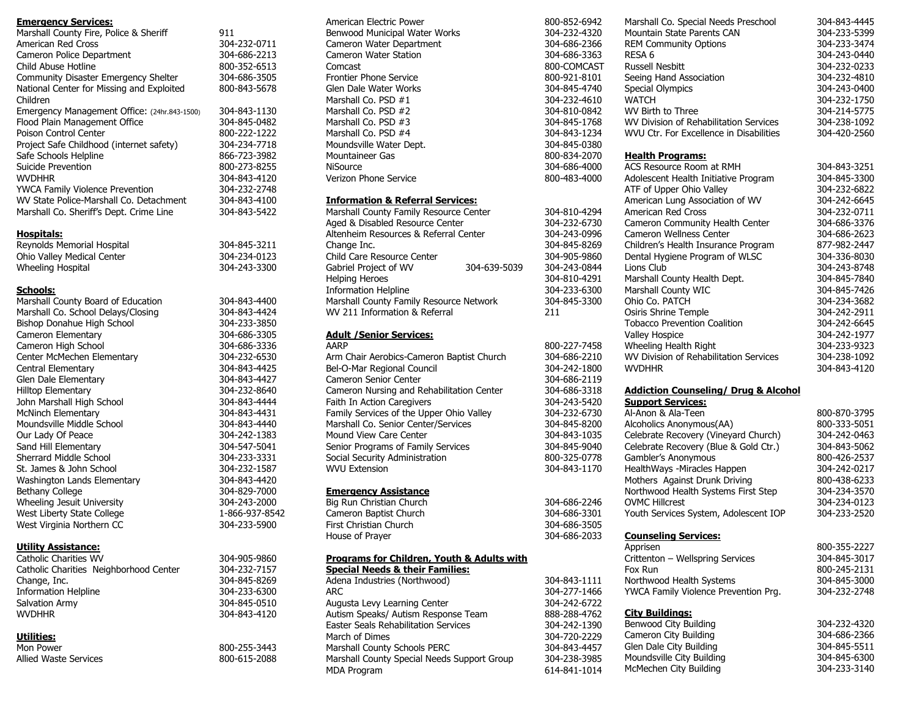## Emergency Services:

| | |
|---|---|
| Marshall County Fire, Police & Sheriff | 911 |
| American Red Cross | 304-232-0711 |
| Cameron Police Department | 304-686-2213 |
| Child Abuse Hotline | 800-352-6513 |
| Community Disaster Emergency Shelter | 304-686-3505 |
| National Center for Missing and Exploited Children | 800-843-5678 |
| Emergency Management Office: (24hr.843-1500) | 304-843-1130 |
| Flood Plain Management Office | 304-845-0482 |
| Poison Control Center | 800-222-1222 |
| Project Safe Childhood (internet safety) | 304-234-7718 |
| Safe Schools Helpline | 866-723-3982 |
| Suicide Prevention | 800-273-8255 |
| WVDHHR | 304-843-4120 |
| YWCA Family Violence Prevention | 304-232-2748 |
| WV State Police-Marshall Co. Detachment | 304-843-4100 |
| Marshall Co. Sheriff's Dept. Crime Line | 304-843-5422 |

## Hospitals:

| | |
|---|---|
| Reynolds Memorial Hospital | 304-845-3211 |
| Ohio Valley Medical Center | 304-234-0123 |
| Wheeling Hospital | 304-243-3300 |

## Schools:

| | |
|---|---|
| Marshall County Board of Education | 304-843-4400 |
| Marshall Co. School Delays/Closing | 304-843-4424 |
| Bishop Donahue High School | 304-233-3850 |
| Cameron Elementary | 304-686-3305 |
| Cameron High School | 304-686-3336 |
| Center McMechen Elementary | 304-232-6530 |
| Central Elementary | 304-843-4425 |
| Glen Dale Elementary | 304-843-4427 |
| Hilltop Elementary | 304-232-8640 |
| John Marshall High School | 304-843-4444 |
| McNinch Elementary | 304-843-4431 |
| Moundsville Middle School | 304-843-4440 |
| Our Lady Of Peace | 304-242-1383 |
| Sand Hill Elementary | 304-547-5041 |
| Sherrard Middle School | 304-233-3331 |
| St. James & John School | 304-232-1587 |
| Washington Lands Elementary | 304-843-4420 |
| Bethany College | 304-829-7000 |
| Wheeling Jesuit University | 304-243-2000 |
| West Liberty State College | 1-866-937-8542 |
| West Virginia Northern CC | 304-233-5900 |

## Utility Assistance:

| | |
|---|---|
| Catholic Charities WV | 304-905-9860 |
| Catholic Charities Neighborhood Center | 304-232-7157 |
| Change, Inc. | 304-845-8269 |
| Information Helpline | 304-233-6300 |
| Salvation Army | 304-845-0510 |
| WVDHHR | 304-843-4120 |

## Utilities:

| | |
|---|---|
| Mon Power | 800-255-3443 |
| Allied Waste Services | 800-615-2088 |
| American Electric Power | 800-852-6942 |
| Benwood Municipal Water Works | 304-232-4320 |
| Cameron Water Department | 304-686-2366 |
| Cameron Water Station | 304-686-3363 |
| Comcast | 800-COMCAST |
| Frontier Phone Service | 800-921-8101 |
| Glen Dale Water Works | 304-845-4740 |
| Marshall Co. PSD #1 | 304-232-4610 |
| Marshall Co. PSD #2 | 304-810-0842 |
| Marshall Co. PSD #3 | 304-845-1768 |
| Marshall Co. PSD #4 | 304-843-1234 |
| Moundsville Water Dept. | 304-845-0380 |
| Mountaineer Gas | 800-834-2070 |
| NiSource | 304-686-4000 |
| Verizon Phone Service | 800-483-4000 |

## Information & Referral Services:

| | |
|---|---|
| Marshall County Family Resource Center | 304-810-4294 |
| Aged & Disabled Resource Center | 304-232-6730 |
| Altenheim Resources & Referral Center | 304-243-0996 |
| Change Inc. | 304-845-8269 |
| Child Care Resource Center | 304-905-9860 |
| Gabriel Project of WV 304-639-5039 | 304-243-0844 |
| Helping Heroes | 304-810-4291 |
| Information Helpline | 304-233-6300 |
| Marshall County Family Resource Network | 304-845-3300 |
| WV 211 Information & Referral | 211 |

## Adult /Senior Services:

| | |
|---|---|
| AARP | 800-227-7458 |
| Arm Chair Aerobics-Cameron Baptist Church | 304-686-2210 |
| Bel-O-Mar Regional Council | 304-242-1800 |
| Cameron Senior Center | 304-686-2119 |
| Cameron Nursing and Rehabilitation Center | 304-686-3318 |
| Faith In Action Caregivers | 304-243-5420 |
| Family Services of the Upper Ohio Valley | 304-232-6730 |
| Marshall Co. Senior Center/Services | 304-845-8200 |
| Mound View Care Center | 304-843-1035 |
| Senior Programs of Family Services | 304-845-9040 |
| Social Security Administration | 800-325-0778 |
| WVU Extension | 304-843-1170 |

## Emergency Assistance

| | |
|---|---|
| Big Run Christian Church | 304-686-2246 |
| Cameron Baptist Church | 304-686-3301 |
| First Christian Church | 304-686-3505 |
| House of Prayer | 304-686-2033 |

## Programs for Children, Youth & Adults with Special Needs & their Families:

| | |
|---|---|
| Adena Industries (Northwood) | 304-843-1111 |
| ARC | 304-277-1466 |
| Augusta Levy Learning Center | 304-242-6722 |
| Autism Speaks/ Autism Response Team | 888-288-4762 |
| Easter Seals Rehabilitation Services | 304-242-1390 |
| March of Dimes | 304-720-2229 |
| Marshall County Schools PERC | 304-843-4457 |
| Marshall County Special Needs Support Group | 304-238-3985 |
| MDA Program | 614-841-1014 |
| Marshall Co. Special Needs Preschool | 304-843-4445 |
| Mountain State Parents CAN | 304-233-5399 |
| REM Community Options | 304-233-3474 |
| RESA 6 | 304-243-0440 |
| Russell Nesbitt | 304-232-0233 |
| Seeing Hand Association | 304-232-4810 |
| Special Olympics | 304-243-0400 |
| WATCH | 304-232-1750 |
| WV Birth to Three | 304-214-5775 |
| WV Division of Rehabilitation Services | 304-238-1092 |
| WVU Ctr. For Excellence in Disabilities | 304-420-2560 |

## Health Programs:

| | |
|---|---|
| ACS Resource Room at RMH | 304-843-3251 |
| Adolescent Health Initiative Program | 304-845-3300 |
| ATF of Upper Ohio Valley | 304-232-6822 |
| American Lung Association of WV | 304-242-6645 |
| American Red Cross | 304-232-0711 |
| Cameron Community Health Center | 304-686-3376 |
| Cameron Wellness Center | 304-686-2623 |
| Children's Health Insurance Program | 877-982-2447 |
| Dental Hygiene Program of WLSC | 304-336-8030 |
| Lions Club | 304-243-8748 |
| Marshall County Health Dept. | 304-845-7840 |
| Marshall County WIC | 304-845-7426 |
| Ohio Co. PATCH | 304-234-3682 |
| Osiris Shrine Temple | 304-242-2911 |
| Tobacco Prevention Coalition | 304-242-6645 |
| Valley Hospice | 304-242-1977 |
| Wheeling Health Right | 304-233-9323 |
| WV Division of Rehabilitation Services | 304-238-1092 |
| WVDHHR | 304-843-4120 |

## Addiction Counseling/ Drug & Alcohol Support Services:

| | |
|---|---|
| Al-Anon & Ala-Teen | 800-870-3795 |
| Alcoholics Anonymous(AA) | 800-333-5051 |
| Celebrate Recovery (Vineyard Church) | 304-242-0463 |
| Celebrate Recovery (Blue & Gold Ctr.) | 304-843-5062 |
| Gambler's Anonymous | 800-426-2537 |
| HealthWays -Miracles Happen | 304-242-0217 |
| Mothers Against Drunk Driving | 800-438-6233 |
| Northwood Health Systems First Step | 304-234-3570 |
| OVMC Hillcrest | 304-234-0123 |
| Youth Services System, Adolescent IOP | 304-233-2520 |

## Counseling Services:

| | |
|---|---|
| Apprisen | 800-355-2227 |
| Crittenton – Wellspring Services | 304-845-3017 |
| Fox Run | 800-245-2131 |
| Northwood Health Systems | 304-845-3000 |
| YWCA Family Violence Prevention Prg. | 304-232-2748 |

## City Buildings:

| | |
|---|---|
| Benwood City Building | 304-232-4320 |
| Cameron City Building | 304-686-2366 |
| Glen Dale City Building | 304-845-5511 |
| Moundsville City Building | 304-845-6300 |
| McMechen City Building | 304-233-3140 |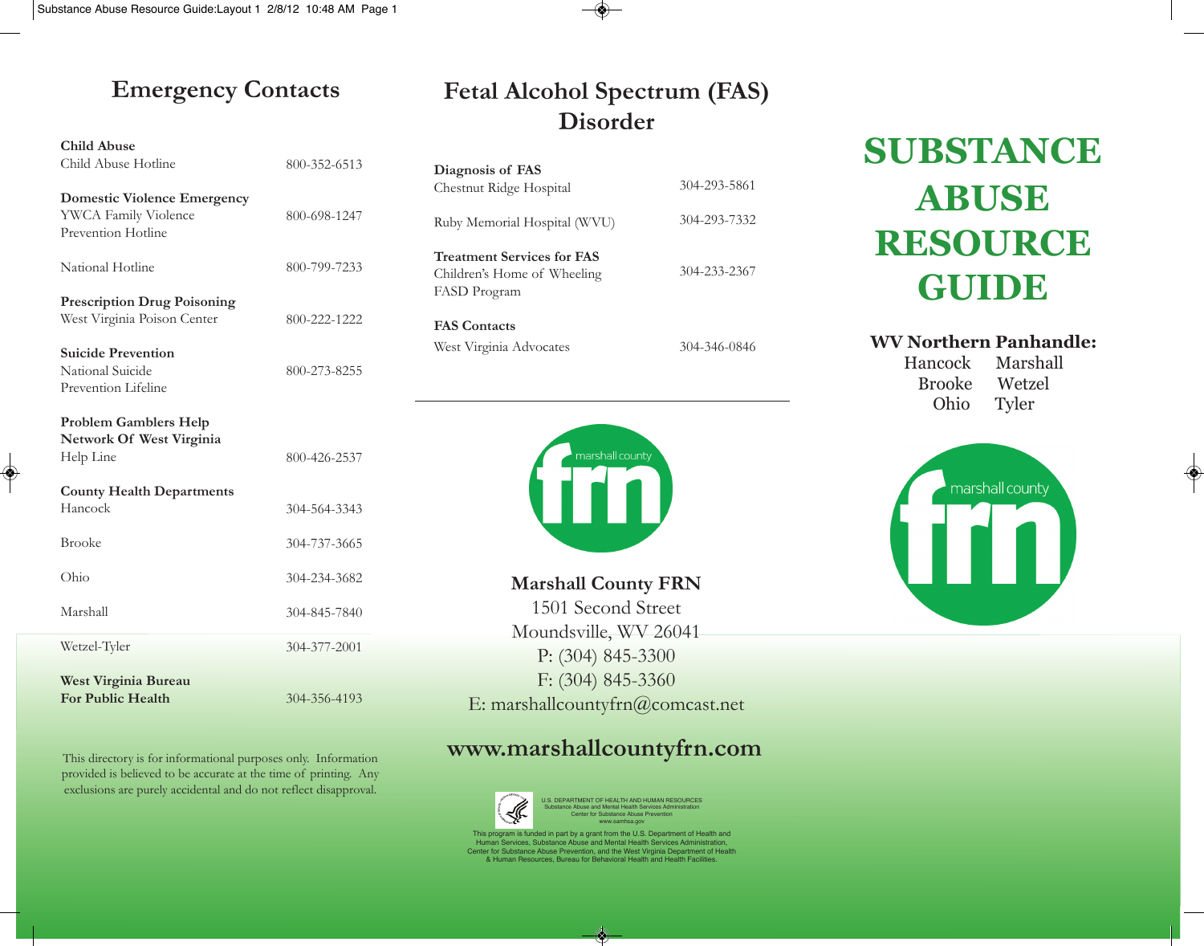## Emergency Contacts

**Child Abuse**
Child Abuse Hotline — 800-352-6513

**Domestic Violence Emergency**
YWCA Family Violence Prevention Hotline — 800-698-1247

National Hotline — 800-799-7233

**Prescription Drug Poisoning**
West Virginia Poison Center — 800-222-1222

**Suicide Prevention**
National Suicide Prevention Lifeline — 800-273-8255

**Problem Gamblers Help Network Of West Virginia**
Help Line — 800-426-2537

**County Health Departments**

| County | Phone |
| --- | --- |
| Hancock | 304-564-3343 |
| Brooke | 304-737-3665 |
| Ohio | 304-234-3682 |
| Marshall | 304-845-7840 |
| Wetzel-Tyler | 304-377-2001 |

**West Virginia Bureau For Public Health** — 304-356-4193

This directory is for informational purposes only. Information provided is believed to be accurate at the time of printing. Any exclusions are purely accidental and do not reflect disapproval.

## Fetal Alcohol Spectrum (FAS) Disorder

**Diagnosis of FAS**
Chestnut Ridge Hospital — 304-293-5861

Ruby Memorial Hospital (WVU) — 304-293-7332

**Treatment Services for FAS**
Children's Home of Wheeling FASD Program — 304-233-2367

**FAS Contacts**
West Virginia Advocates — 304-346-0846

**Marshall County FRN**
1501 Second Street
Moundsville, WV 26041
P: (304) 845-3300
F: (304) 845-3360
E: marshallcountyfrn@comcast.net

### www.marshallcountyfrn.com

U.S. DEPARTMENT OF HEALTH AND HUMAN RESOURCES
Substance Abuse and Mental Health Services Administration
Center for Substance Abuse Prevention
www.samhsa.gov

This program is funded in part by a grant from the U.S. Department of Health and Human Services, Substance Abuse and Mental Health Services Administration, Center for Substance Abuse Prevention, and the West Virginia Department of Health & Human Resources, Bureau for Behavioral Health and Health Facilities.

# SUBSTANCE ABUSE RESOURCE GUIDE

**WV Northern Panhandle:**

Hancock, Marshall, Brooke, Wetzel, Ohio, Tyler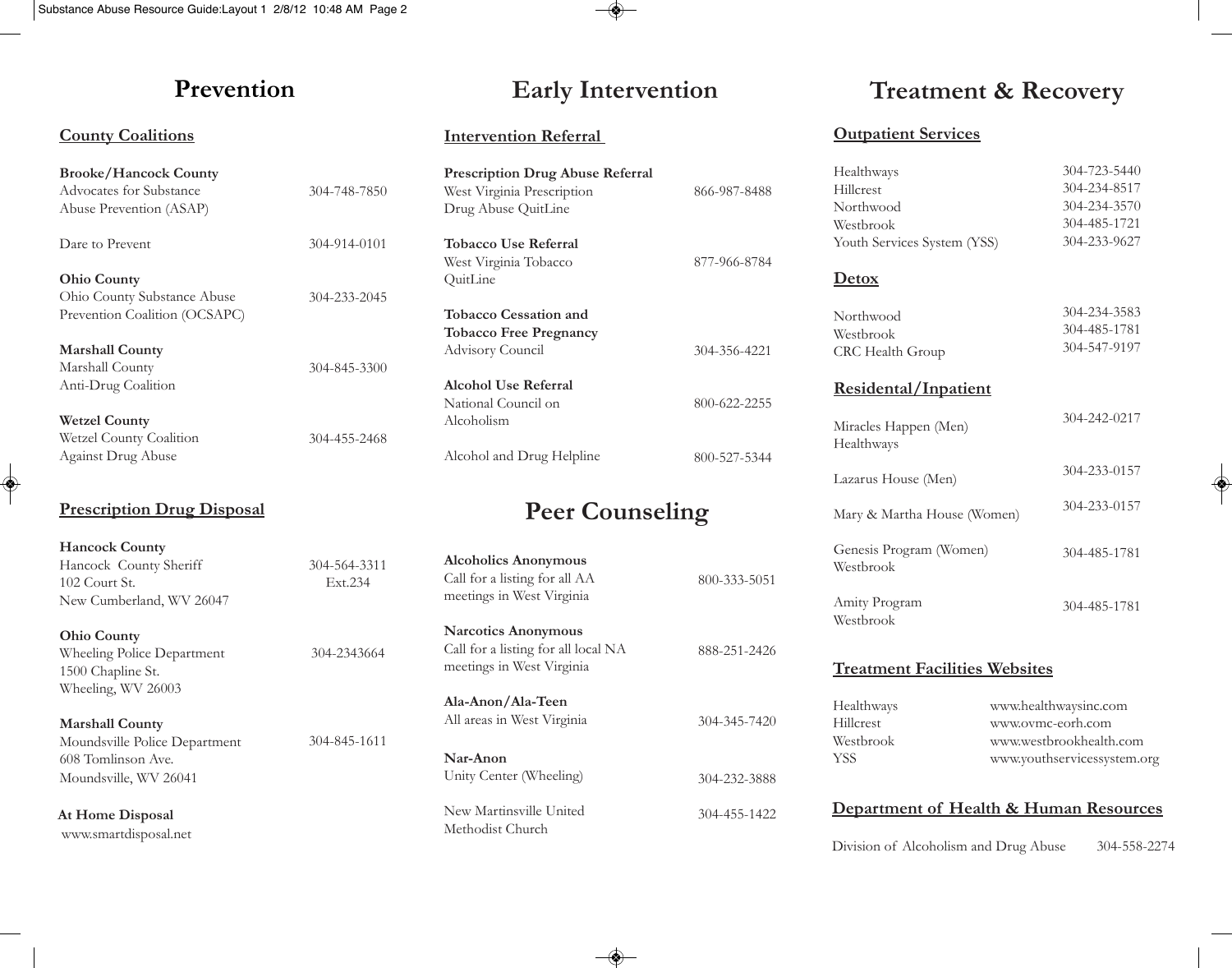# Prevention

## County Coalitions

**Brooke/Hancock County**
Advocates for Substance Abuse Prevention (ASAP) — 304-748-7850

Dare to Prevent — 304-914-0101

**Ohio County**
Ohio County Substance Abuse Prevention Coalition (OCSAPC) — 304-233-2045

**Marshall County**
Marshall County Anti-Drug Coalition — 304-845-3300

**Wetzel County**
Wetzel County Coalition Against Drug Abuse — 304-455-2468

## Prescription Drug Disposal

**Hancock County**
Hancock County Sheriff — 304-564-3311 Ext.234
102 Court St.
New Cumberland, WV 26047

**Ohio County**
Wheeling Police Department — 304-2343664
1500 Chapline St.
Wheeling, WV 26003

**Marshall County**
Moundsville Police Department — 304-845-1611
608 Tomlinson Ave.
Moundsville, WV 26041

**At Home Disposal**
www.smartdisposal.net

# Early Intervention

## Intervention Referral

**Prescription Drug Abuse Referral**
West Virginia Prescription Drug Abuse QuitLine — 866-987-8488

**Tobacco Use Referral**
West Virginia Tobacco QuitLine — 877-966-8784

**Tobacco Cessation and Tobacco Free Pregnancy**
Advisory Council — 304-356-4221

**Alcohol Use Referral**
National Council on Alcoholism — 800-622-2255

Alcohol and Drug Helpline — 800-527-5344

# Peer Counseling

**Alcoholics Anonymous**
Call for a listing for all AA meetings in West Virginia — 800-333-5051

**Narcotics Anonymous**
Call for a listing for all local NA meetings in West Virginia — 888-251-2426

**Ala-Anon/Ala-Teen**
All areas in West Virginia — 304-345-7420

**Nar-Anon**
Unity Center (Wheeling) — 304-232-3888

New Martinsville United Methodist Church — 304-455-1422

# Treatment & Recovery

## Outpatient Services

| | |
|---|---|
| Healthways | 304-723-5440 |
| Hillcrest | 304-234-8517 |
| Northwood | 304-234-3570 |
| Westbrook | 304-485-1721 |
| Youth Services System (YSS) | 304-233-9627 |

## Detox

| | |
|---|---|
| Northwood | 304-234-3583 |
| Westbrook | 304-485-1781 |
| CRC Health Group | 304-547-9197 |

## Residental/Inpatient

| | |
|---|---|
| Miracles Happen (Men) Healthways | 304-242-0217 |
| Lazarus House (Men) | 304-233-0157 |
| Mary & Martha House (Women) | 304-233-0157 |
| Genesis Program (Women) Westbrook | 304-485-1781 |
| Amity Program Westbrook | 304-485-1781 |

## Treatment Facilities Websites

| | |
|---|---|
| Healthways | www.healthwaysinc.com |
| Hillcrest | www.ovmc-eorh.com |
| Westbrook | www.westbrookhealth.com |
| YSS | www.youthservicessystem.org |

## Department of Health & Human Resources

Division of Alcoholism and Drug Abuse — 304-558-2274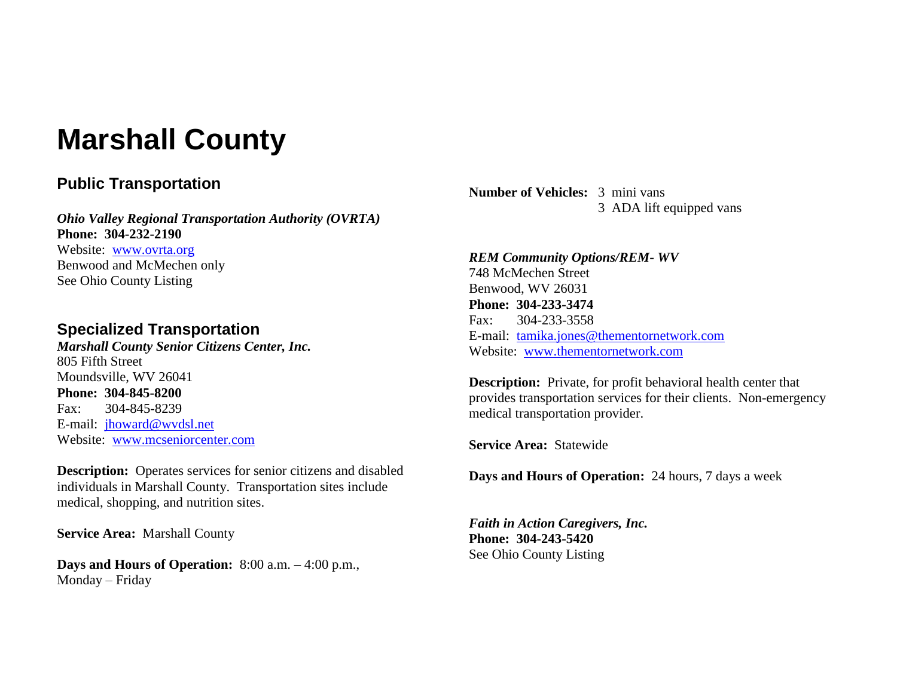# Marshall County

## Public Transportation

***Ohio Valley Regional Transportation Authority (OVRTA)***
**Phone: 304-232-2190**
Website: www.ovrta.org
Benwood and McMechen only
See Ohio County Listing

## Specialized Transportation

***Marshall County Senior Citizens Center, Inc.***
805 Fifth Street
Moundsville, WV 26041
**Phone: 304-845-8200**
Fax: 304-845-8239
E-mail: jhoward@wvdsl.net
Website: www.mcseniorcenter.com

**Description:** Operates services for senior citizens and disabled individuals in Marshall County. Transportation sites include medical, shopping, and nutrition sites.

**Service Area:** Marshall County

**Days and Hours of Operation:** 8:00 a.m. – 4:00 p.m., Monday – Friday

**Number of Vehicles:** 3 mini vans
3 ADA lift equipped vans

***REM Community Options/REM- WV***
748 McMechen Street
Benwood, WV 26031
**Phone: 304-233-3474**
Fax: 304-233-3558
E-mail: tamika.jones@thementornetwork.com
Website: www.thementornetwork.com

**Description:** Private, for profit behavioral health center that provides transportation services for their clients. Non-emergency medical transportation provider.

**Service Area:** Statewide

**Days and Hours of Operation:** 24 hours, 7 days a week

***Faith in Action Caregivers, Inc.***
**Phone: 304-243-5420**
See Ohio County Listing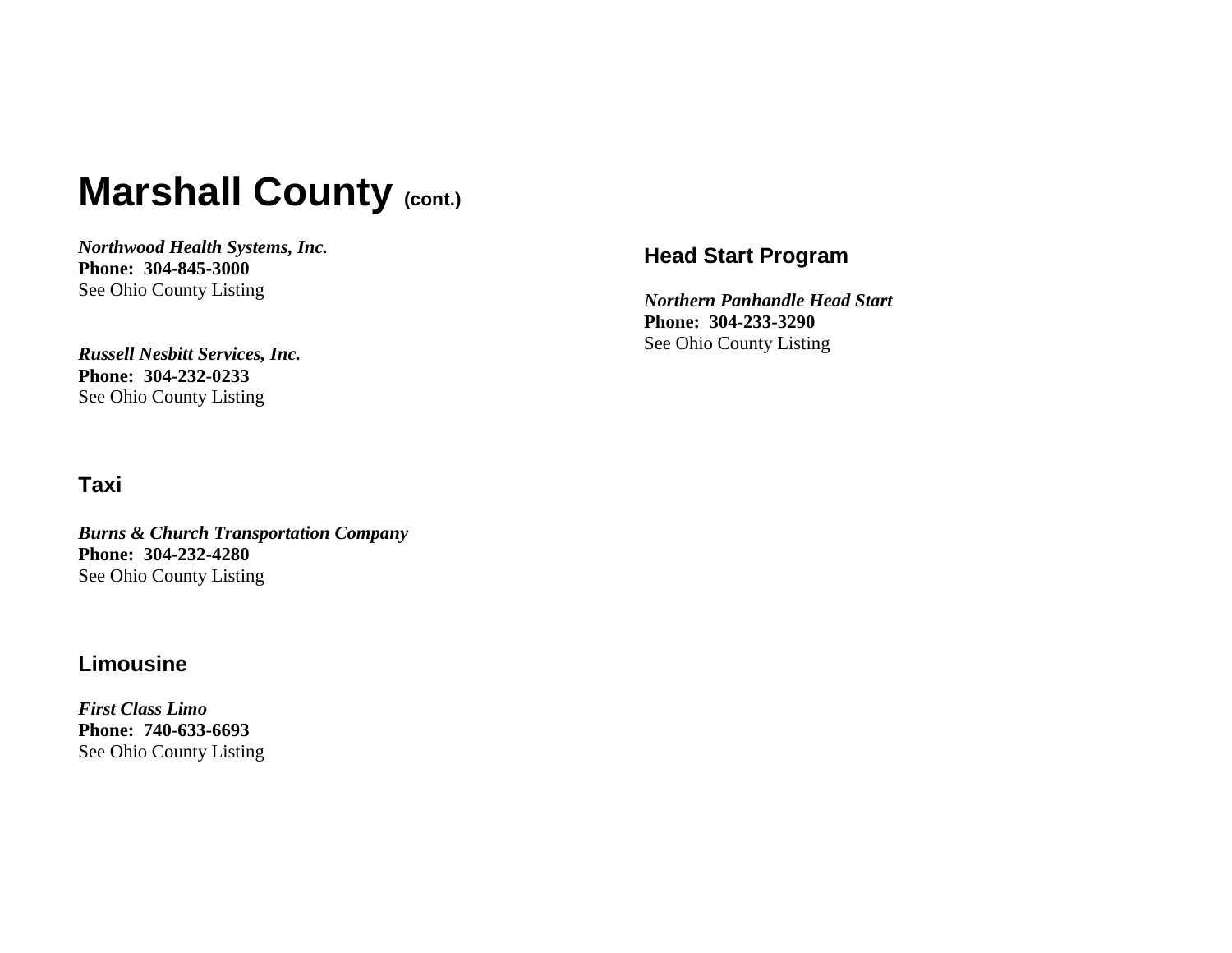# Marshall County (cont.)

***Northwood Health Systems, Inc.***
**Phone: 304-845-3000**
See Ohio County Listing

***Russell Nesbitt Services, Inc.***
**Phone: 304-232-0233**
See Ohio County Listing

## Taxi

***Burns & Church Transportation Company***
**Phone: 304-232-4280**
See Ohio County Listing

## Limousine

***First Class Limo***
**Phone: 740-633-6693**
See Ohio County Listing

## Head Start Program

***Northern Panhandle Head Start***
**Phone: 304-233-3290**
See Ohio County Listing